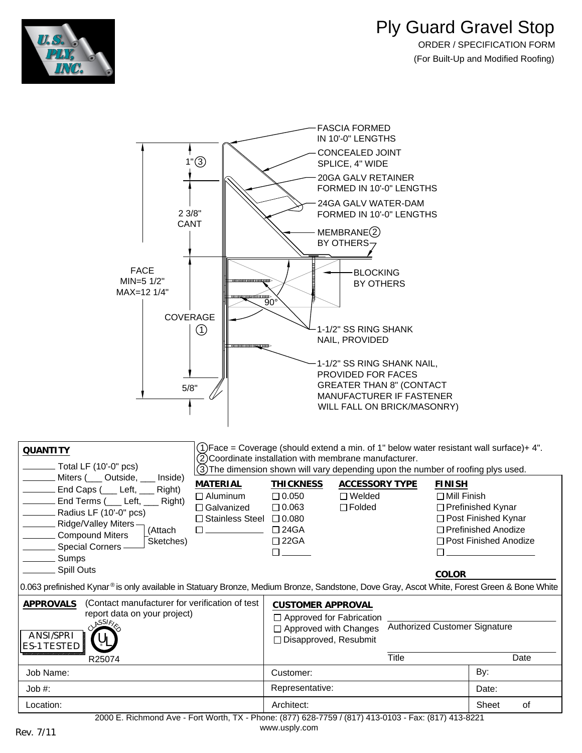# Ply Guard Gravel Stop

ORDER / SPECIFICATION FORM

(For Built-Up and Modified Roofing)

FASCIA FORMED IN 10'-0" LENGTHS

CONCEALED JOINT SPLICE, 4" WIDE

20GA GALV RETAINER FORMED IN 10'-0" LENGTHS

24GA GALV WATER-DAM FORMED IN 10'-0" LENGTHS

MEMBRANE (2) BY OTHERS

BLOCKING BY OTHERS

1-1/2" SS RING SHANK NAIL, PROVIDED

1-1/2" SS RING SHANK NAIL, PROVIDED FOR FACES GREATER THAN 8" (CONTACT MANUFACTURER IF FASTENER WILL FALL ON BRICK/MASONRY)

1" (3)

2 3/8" CANT

FACE MIN=5 1/2" MAX=12 1/4"

COVERAGE (1)

5/8"

90°

(1) Face = Coverage (should extend a min. of 1" below water resistant wall surface)+ 4".
(2) Coordinate installation with membrane manufacturer.
(3) The dimension shown will vary depending upon the number of roofing plys used.

**QUANTITY**

- _______ Total LF (10'-0" pcs)
- _______ Miters (___ Outside, ___ Inside)
- _______ End Caps (___ Left, ___ Right)
- _______ End Terms (___ Left, ___ Right)
- _______ Radius LF (10'-0" pcs)
- _______ Ridge/Valley Miters (Attach Sketches)
- _______ Compound Miters (Attach Sketches)
- _______ Special Corners (Attach Sketches)
- _______ Sumps
- _______ Spill Outs

| **MATERIAL** | **THICKNESS** | **ACCESSORY TYPE** | **FINISH** |
|---|---|---|---|
| ☐ Aluminum | ☐ 0.050 | ☐ Welded | ☐ Mill Finish |
| ☐ Galvanized | ☐ 0.063 | ☐ Folded | ☐ Prefinished Kynar |
| ☐ Stainless Steel | ☐ 0.080 | | ☐ Post Finished Kynar |
| ☐ ___________ | ☐ 24GA | | ☐ Prefinished Anodize |
| | ☐ 22GA | | ☐ Post Finished Anodize |
| | ☐ ______ | | ☐ _______________ |

**COLOR** _______________

0.063 prefinished Kynar® is only available in Statuary Bronze, Medium Bronze, Sandstone, Dove Gray, Ascot White, Forest Green & Bone White

**APPROVALS** (Contact manufacturer for verification of test report data on your project)

ANSI/SPRI ES-1 TESTED

UL CLASSIFIED R25074

**CUSTOMER APPROVAL**

- ☐ Approved for Fabrication
- ☐ Approved with Changes
- ☐ Disapproved, Resubmit

_______________ Authorized Customer Signature

_______________ Title Date

| Job Name: | Customer: | By: |
|---|---|---|
| Job #: | Representative: | Date: |
| Location: | Architect: | Sheet of |

2000 E. Richmond Ave - Fort Worth, TX - Phone: (877) 628-7759 / (817) 413-0103 - Fax: (817) 413-8221
www.usply.com

Rev. 7/11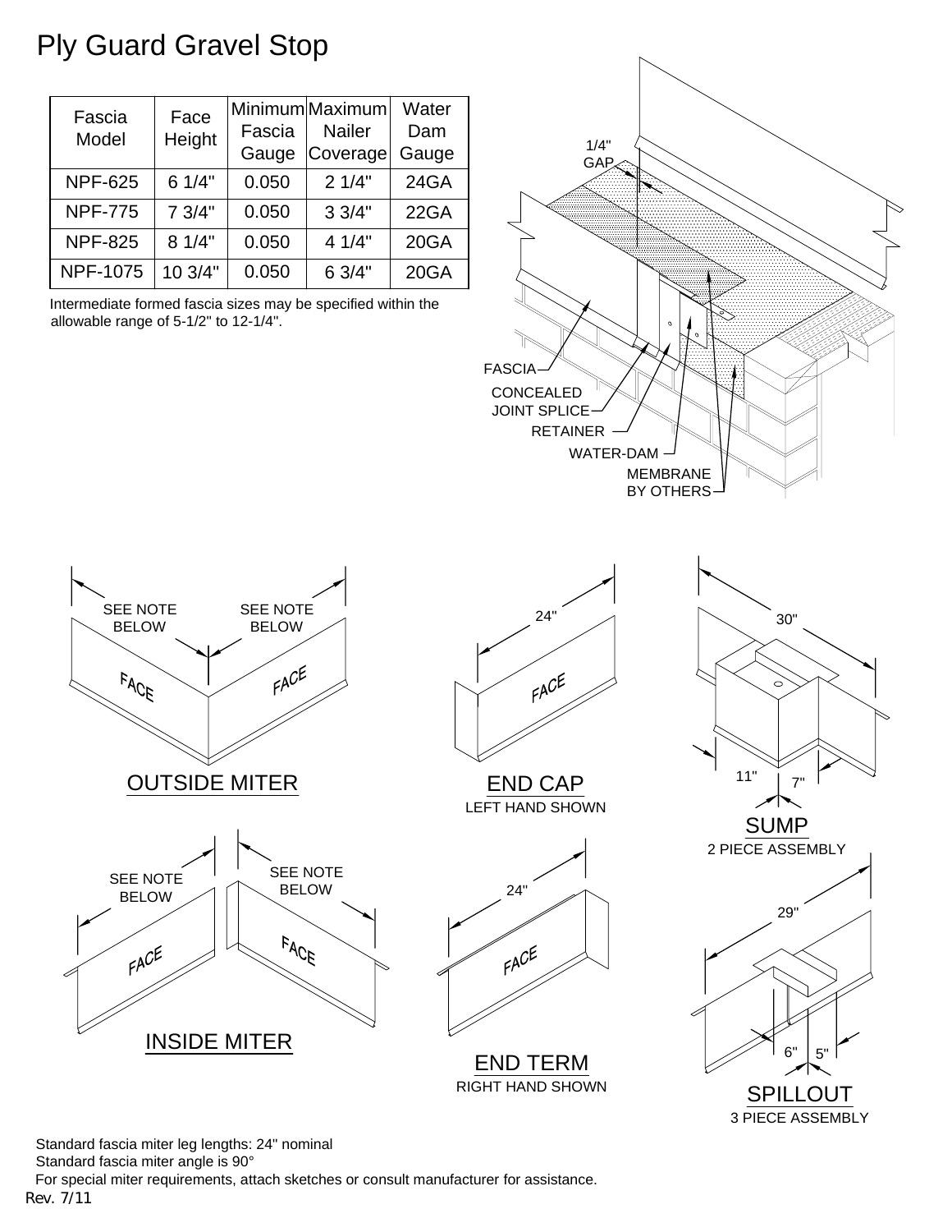# Ply Guard Gravel Stop

| Fascia Model | Face Height | Minimum Fascia Gauge | Maximum Nailer Coverage | Water Dam Gauge |
| --- | --- | --- | --- | --- |
| NPF-625 | 6 1/4" | 0.050 | 2 1/4" | 24GA |
| NPF-775 | 7 3/4" | 0.050 | 3 3/4" | 22GA |
| NPF-825 | 8 1/4" | 0.050 | 4 1/4" | 20GA |
| NPF-1075 | 10 3/4" | 0.050 | 6 3/4" | 20GA |

Intermediate formed fascia sizes may be specified within the allowable range of 5-1/2" to 12-1/4".

1/4" GAP

FASCIA

CONCEALED JOINT SPLICE

RETAINER

WATER-DAM

MEMBRANE BY OTHERS

SEE NOTE BELOW

SEE NOTE BELOW

FACE

FACE

OUTSIDE MITER

24"

FACE

END CAP

LEFT HAND SHOWN

30"

11"

7"

SUMP

2 PIECE ASSEMBLY

SEE NOTE BELOW

SEE NOTE BELOW

FACE

FACE

INSIDE MITER

24"

FACE

END TERM

RIGHT HAND SHOWN

29"

6"

5"

SPILLOUT

3 PIECE ASSEMBLY

Standard fascia miter leg lengths: 24" nominal
Standard fascia miter angle is 90°
For special miter requirements, attach sketches or consult manufacturer for assistance.

Rev. 7/11